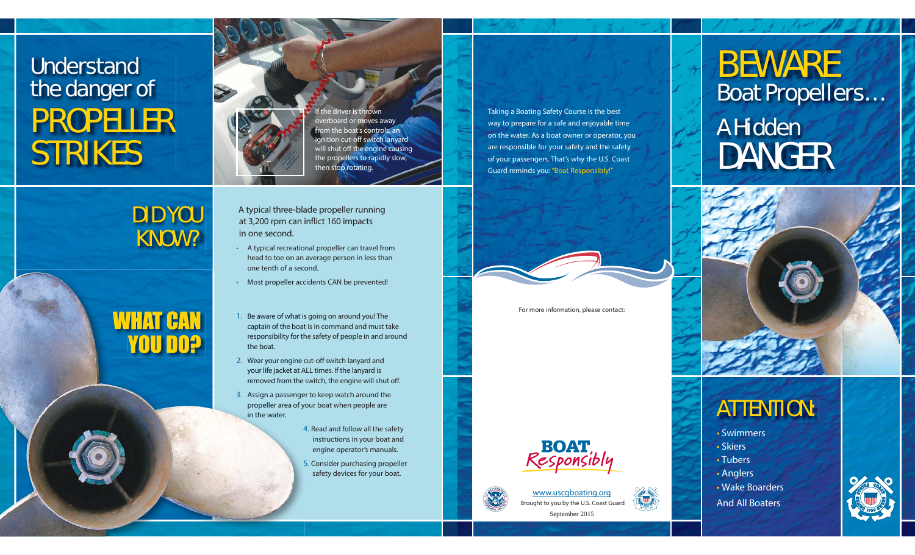# Understand the danger of PROPELLER STRIKES

If the driver is thrown overboard or moves away from the boat's controls, an ignition cut-off switch lanyard will shut off the engine causing the propellers to rapidly slow, then stop rotating.

## DID YOU KNOW?

A typical three-blade propeller running at 3,200 rpm can inflict 160 impacts in one second.

- A typical recreational propeller can travel from head to toe on an average person in less than one tenth of a second.
- Most propeller accidents CAN be prevented!

## WHAT CAN YOU DO?

1. Be aware of what is going on around you! The captain of the boat is in command and must take responsibility for the safety of people in and around the boat.
2. Wear your engine cut-off switch lanyard and your life jacket at ALL times. If the lanyard is removed from the switch, the engine will shut off.
3. Assign a passenger to keep watch around the propeller area of your boat when people are in the water.
4. Read and follow all the safety instructions in your boat and engine operator's manuals.
5. Consider purchasing propeller safety devices for your boat.

Taking a Boating Safety Course is the best way to prepare for a safe and enjoyable time on the water. As a boat owner or operator, you are responsible for your safety and the safety of your passengers. That's why the U.S. Coast Guard reminds you: "Boat Responsibly!"

For more information, please contact:

BOAT Responsibly

www.uscgboating.org
Brought to you by the U.S. Coast Guard
September 2015

# BEWARE Boat Propellers… A Hidden DANGER

## ATTENTION:

- Swimmers
- Skiers
- Tubers
- Anglers
- Wake Boarders

And All Boaters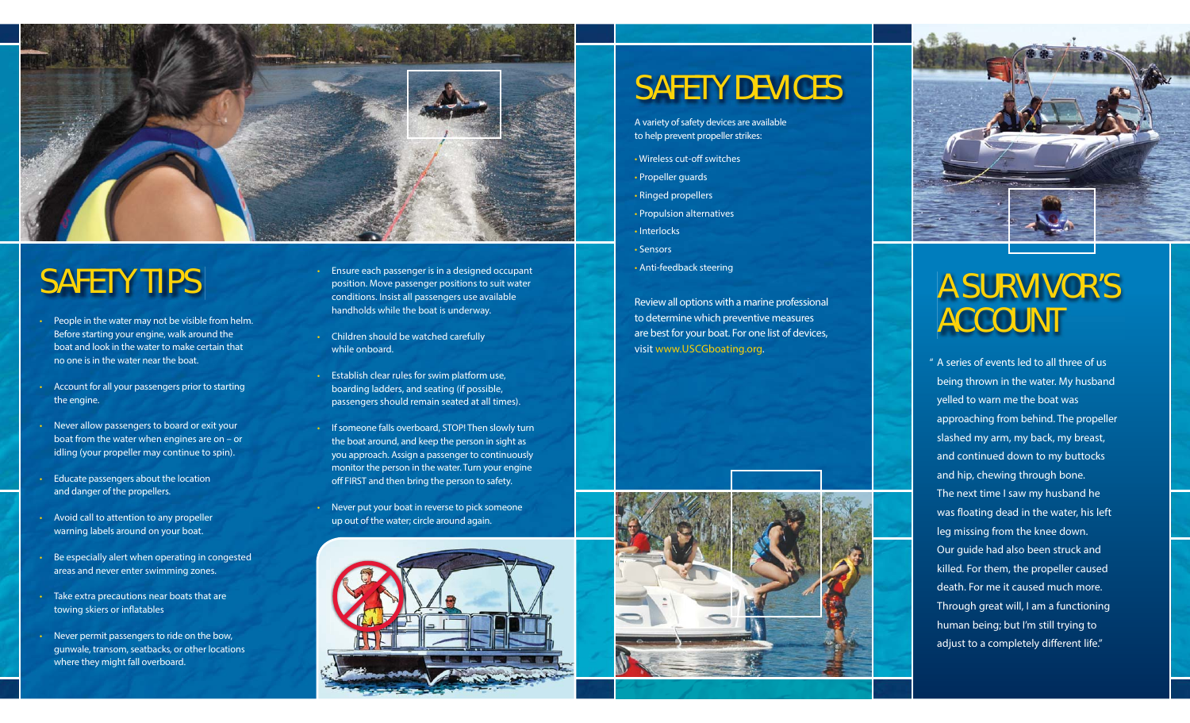# SAFETY TIPS

- People in the water may not be visible from helm. Before starting your engine, walk around the boat and look in the water to make certain that no one is in the water near the boat.
- Account for all your passengers prior to starting the engine.
- Never allow passengers to board or exit your boat from the water when engines are on – or idling (your propeller may continue to spin).
- Educate passengers about the location and danger of the propellers.
- Avoid call to attention to any propeller warning labels around on your boat.
- Be especially alert when operating in congested areas and never enter swimming zones.
- Take extra precautions near boats that are towing skiers or inflatables
- Never permit passengers to ride on the bow, gunwale, transom, seatbacks, or other locations where they might fall overboard.
- Ensure each passenger is in a designed occupant position. Move passenger positions to suit water conditions. Insist all passengers use available handholds while the boat is underway.
- Children should be watched carefully while onboard.
- Establish clear rules for swim platform use, boarding ladders, and seating (if possible, passengers should remain seated at all times).
- If someone falls overboard, STOP! Then slowly turn the boat around, and keep the person in sight as you approach. Assign a passenger to continuously monitor the person in the water. Turn your engine off FIRST and then bring the person to safety.
- Never put your boat in reverse to pick someone up out of the water; circle around again.

# SAFETY DEVICES

A variety of safety devices are available to help prevent propeller strikes:

- Wireless cut-off switches
- Propeller guards
- Ringed propellers
- Propulsion alternatives
- Interlocks
- Sensors
- Anti-feedback steering

Review all options with a marine professional to determine which preventive measures are best for your boat. For one list of devices, visit www.USCGboating.org.

# A SURVIVOR'S ACCOUNT

"A series of events led to all three of us being thrown in the water. My husband yelled to warn me the boat was approaching from behind. The propeller slashed my arm, my back, my breast, and continued down to my buttocks and hip, chewing through bone. The next time I saw my husband he was floating dead in the water, his left leg missing from the knee down. Our guide had also been struck and killed. For them, the propeller caused death. For me it caused much more. Through great will, I am a functioning human being; but I'm still trying to adjust to a completely different life."